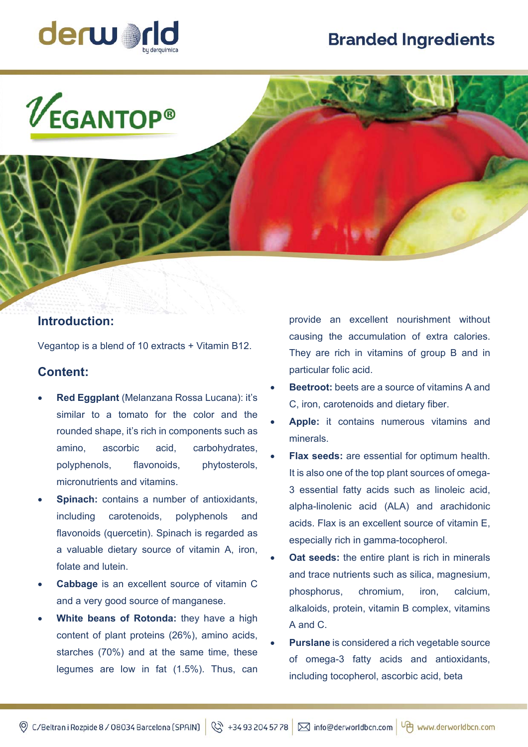# VEGANTOP®

## Introduction:

Vegantop is a blend of 10 extracts + Vitamin B12.

## Content:

- **Red Eggplant** (Melanzana Rossa Lucana): it's similar to a tomato for the color and the rounded shape, it's rich in components such as amino, ascorbic acid, carbohydrates, polyphenols, flavonoids, phytosterols, micronutrients and vitamins.
- **Spinach:** contains a number of antioxidants, including carotenoids, polyphenols and flavonoids (quercetin). Spinach is regarded as a valuable dietary source of vitamin A, iron, folate and lutein.
- **Cabbage** is an excellent source of vitamin C and a very good source of manganese.
- **White beans of Rotonda:** they have a high content of plant proteins (26%), amino acids, starches (70%) and at the same time, these legumes are low in fat (1.5%). Thus, can provide an excellent nourishment without causing the accumulation of extra calories. They are rich in vitamins of group B and in particular folic acid.
- **Beetroot:** beets are a source of vitamins A and C, iron, carotenoids and dietary fiber.
- **Apple:** it contains numerous vitamins and minerals.
- **Flax seeds:** are essential for optimum health. It is also one of the top plant sources of omega-3 essential fatty acids such as linoleic acid, alpha-linolenic acid (ALA) and arachidonic acids. Flax is an excellent source of vitamin E, especially rich in gamma-tocopherol.
- **Oat seeds:** the entire plant is rich in minerals and trace nutrients such as silica, magnesium, phosphorus, chromium, iron, calcium, alkaloids, protein, vitamin B complex, vitamins A and C.
- **Purslane** is considered a rich vegetable source of omega-3 fatty acids and antioxidants, including tocopherol, ascorbic acid, beta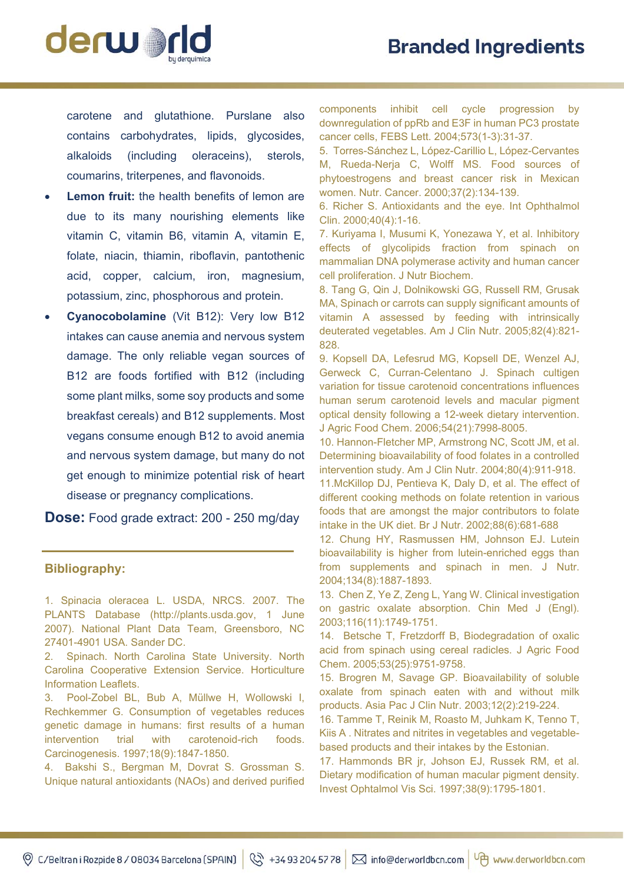carotene and glutathione. Purslane also contains carbohydrates, lipids, glycosides, alkaloids (including oleraceins), sterols, coumarins, triterpenes, and flavonoids.

- **Lemon fruit:** the health benefits of lemon are due to its many nourishing elements like vitamin C, vitamin B6, vitamin A, vitamin E, folate, niacin, thiamin, riboflavin, pantothenic acid, copper, calcium, iron, magnesium, potassium, zinc, phosphorous and protein.
- **Cyanocobolamine** (Vit B12): Very low B12 intakes can cause anemia and nervous system damage. The only reliable vegan sources of B12 are foods fortified with B12 (including some plant milks, some soy products and some breakfast cereals) and B12 supplements. Most vegans consume enough B12 to avoid anemia and nervous system damage, but many do not get enough to minimize potential risk of heart disease or pregnancy complications.

**Dose:** Food grade extract: 200 - 250 mg/day

## Bibliography:

1. Spinacia oleracea L. USDA, NRCS. 2007. The PLANTS Database (http://plants.usda.gov, 1 June 2007). National Plant Data Team, Greensboro, NC 27401-4901 USA. Sander DC.
2. Spinach. North Carolina State University. North Carolina Cooperative Extension Service. Horticulture Information Leaflets.
3. Pool-Zobel BL, Bub A, Müllwe H, Wollowski I, Rechkemmer G. Consumption of vegetables reduces genetic damage in humans: first results of a human intervention trial with carotenoid-rich foods. Carcinogenesis. 1997;18(9):1847-1850.
4. Bakshi S., Bergman M, Dovrat S. Grossman S. Unique natural antioxidants (NAOs) and derived purified components inhibit cell cycle progression by downregulation of ppRb and E3F in human PC3 prostate cancer cells, FEBS Lett. 2004;573(1-3):31-37.
5. Torres-Sánchez L, López-Carillio L, López-Cervantes M, Rueda-Nerja C, Wolff MS. Food sources of phytoestrogens and breast cancer risk in Mexican women. Nutr. Cancer. 2000;37(2):134-139.
6. Richer S. Antioxidants and the eye. Int Ophthalmol Clin. 2000;40(4):1-16.
7. Kuriyama I, Musumi K, Yonezawa Y, et al. Inhibitory effects of glycolipids fraction from spinach on mammalian DNA polymerase activity and human cancer cell proliferation. J Nutr Biochem.
8. Tang G, Qin J, Dolnikowski GG, Russell RM, Grusak MA, Spinach or carrots can supply significant amounts of vitamin A assessed by feeding with intrinsically deuterated vegetables. Am J Clin Nutr. 2005;82(4):821-828.
9. Kopsell DA, Lefesrud MG, Kopsell DE, Wenzel AJ, Gerweck C, Curran-Celentano J. Spinach cultigen variation for tissue carotenoid concentrations influences human serum carotenoid levels and macular pigment optical density following a 12-week dietary intervention. J Agric Food Chem. 2006;54(21):7998-8005.
10. Hannon-Fletcher MP, Armstrong NC, Scott JM, et al. Determining bioavailability of food folates in a controlled intervention study. Am J Clin Nutr. 2004;80(4):911-918.
11. McKillop DJ, Pentieva K, Daly D, et al. The effect of different cooking methods on folate retention in various foods that are amongst the major contributors to folate intake in the UK diet. Br J Nutr. 2002;88(6):681-688
12. Chung HY, Rasmussen HM, Johnson EJ. Lutein bioavailability is higher from lutein-enriched eggs than from supplements and spinach in men. J Nutr. 2004;134(8):1887-1893.
13. Chen Z, Ye Z, Zeng L, Yang W. Clinical investigation on gastric oxalate absorption. Chin Med J (Engl). 2003;116(11):1749-1751.
14. Betsche T, Fretzdorff B, Biodegradation of oxalic acid from spinach using cereal radicles. J Agric Food Chem. 2005;53(25):9751-9758.
15. Brogren M, Savage GP. Bioavailability of soluble oxalate from spinach eaten with and without milk products. Asia Pac J Clin Nutr. 2003;12(2):219-224.
16. Tamme T, Reinik M, Roasto M, Juhkam K, Tenno T, Kiis A . Nitrates and nitrites in vegetables and vegetable-based products and their intakes by the Estonian.
17. Hammonds BR jr, Johson EJ, Russek RM, et al. Dietary modification of human macular pigment density. Invest Ophtalmol Vis Sci. 1997;38(9):1795-1801.